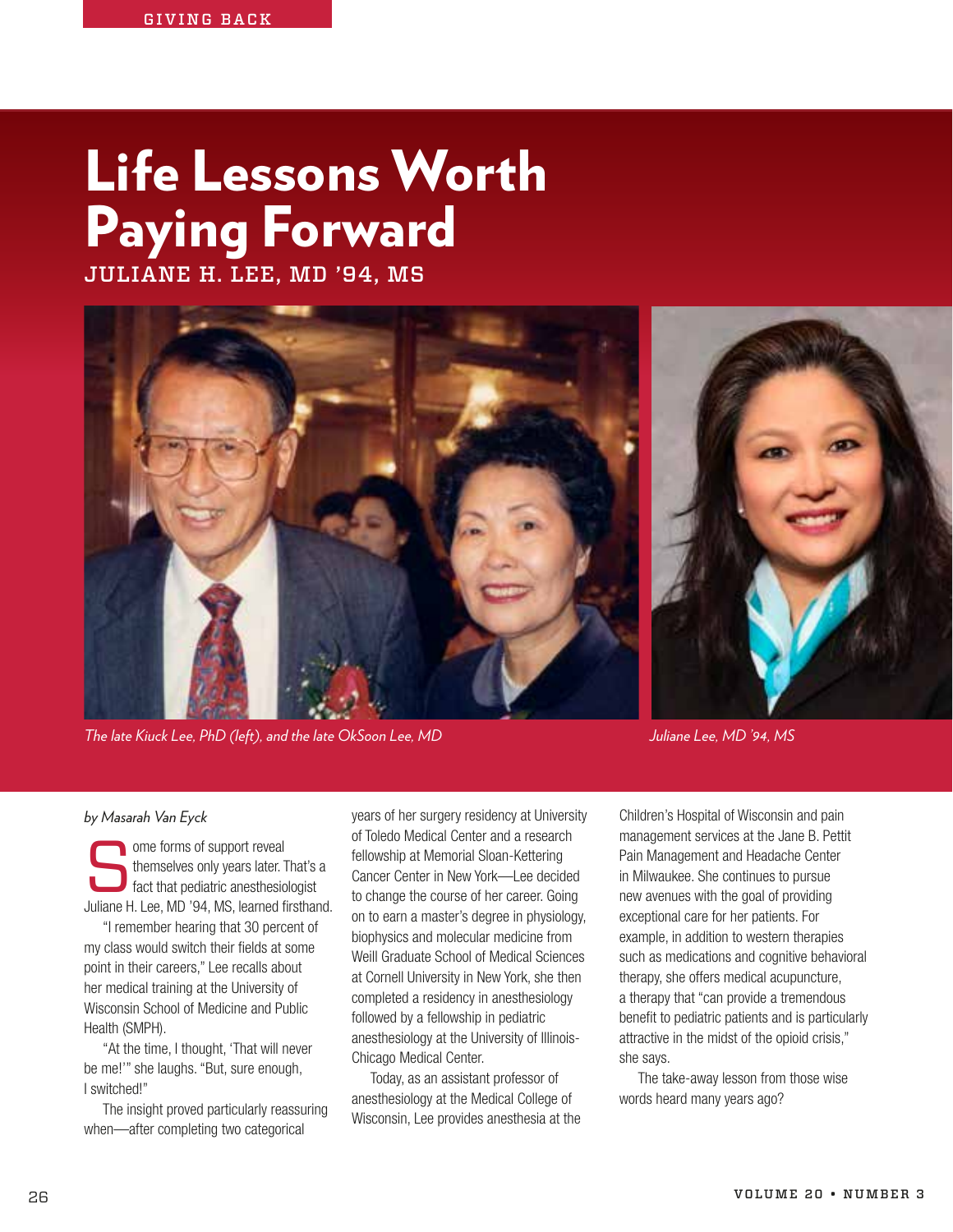GIVING BACK

# Life Lessons Worth Paying Forward

## JULIANE H. LEE, MD '94, MS

*The late Kiuck Lee, PhD (left), and the late OkSoon Lee, MD*

*Juliane Lee, MD '94, MS*

*by Masarah Van Eyck*

Some forms of support reveal themselves only years later. That's a fact that pediatric anesthesiologist Juliane H. Lee, MD '94, MS, learned firsthand.

"I remember hearing that 30 percent of my class would switch their fields at some point in their careers," Lee recalls about her medical training at the University of Wisconsin School of Medicine and Public Health (SMPH).

"At the time, I thought, 'That will never be me!'" she laughs. "But, sure enough, I switched!"

The insight proved particularly reassuring when—after completing two categorical years of her surgery residency at University of Toledo Medical Center and a research fellowship at Memorial Sloan-Kettering Cancer Center in New York—Lee decided to change the course of her career. Going on to earn a master's degree in physiology, biophysics and molecular medicine from Weill Graduate School of Medical Sciences at Cornell University in New York, she then completed a residency in anesthesiology followed by a fellowship in pediatric anesthesiology at the University of Illinois-Chicago Medical Center.

Today, as an assistant professor of anesthesiology at the Medical College of Wisconsin, Lee provides anesthesia at the Children's Hospital of Wisconsin and pain management services at the Jane B. Pettit Pain Management and Headache Center in Milwaukee. She continues to pursue new avenues with the goal of providing exceptional care for her patients. For example, in addition to western therapies such as medications and cognitive behavioral therapy, she offers medical acupuncture, a therapy that "can provide a tremendous benefit to pediatric patients and is particularly attractive in the midst of the opioid crisis," she says.

The take-away lesson from those wise words heard many years ago?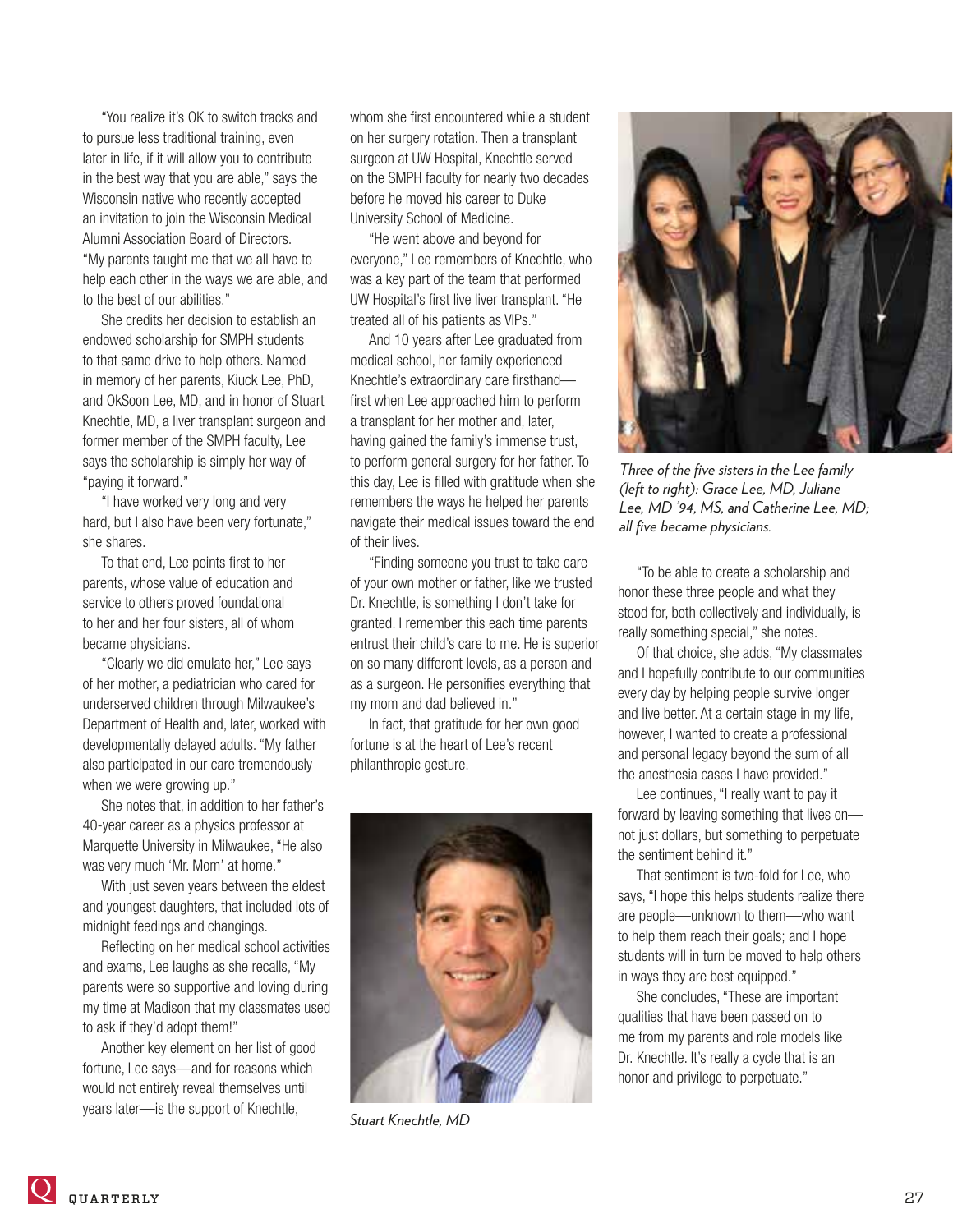"You realize it's OK to switch tracks and to pursue less traditional training, even later in life, if it will allow you to contribute in the best way that you are able," says the Wisconsin native who recently accepted an invitation to join the Wisconsin Medical Alumni Association Board of Directors. "My parents taught me that we all have to help each other in the ways we are able, and to the best of our abilities."

She credits her decision to establish an endowed scholarship for SMPH students to that same drive to help others. Named in memory of her parents, Kiuck Lee, PhD, and OkSoon Lee, MD, and in honor of Stuart Knechtle, MD, a liver transplant surgeon and former member of the SMPH faculty, Lee says the scholarship is simply her way of "paying it forward."

"I have worked very long and very hard, but I also have been very fortunate," she shares.

To that end, Lee points first to her parents, whose value of education and service to others proved foundational to her and her four sisters, all of whom became physicians.

"Clearly we did emulate her," Lee says of her mother, a pediatrician who cared for underserved children through Milwaukee's Department of Health and, later, worked with developmentally delayed adults. "My father also participated in our care tremendously when we were growing up."

She notes that, in addition to her father's 40-year career as a physics professor at Marquette University in Milwaukee, "He also was very much 'Mr. Mom' at home."

With just seven years between the eldest and youngest daughters, that included lots of midnight feedings and changings.

Reflecting on her medical school activities and exams, Lee laughs as she recalls, "My parents were so supportive and loving during my time at Madison that my classmates used to ask if they'd adopt them!"

Another key element on her list of good fortune, Lee says—and for reasons which would not entirely reveal themselves until years later—is the support of Knechtle, whom she first encountered while a student on her surgery rotation. Then a transplant surgeon at UW Hospital, Knechtle served on the SMPH faculty for nearly two decades before he moved his career to Duke University School of Medicine.

"He went above and beyond for everyone," Lee remembers of Knechtle, who was a key part of the team that performed UW Hospital's first live liver transplant. "He treated all of his patients as VIPs."

And 10 years after Lee graduated from medical school, her family experienced Knechtle's extraordinary care firsthand—first when Lee approached him to perform a transplant for her mother and, later, having gained the family's immense trust, to perform general surgery for her father. To this day, Lee is filled with gratitude when she remembers the ways he helped her parents navigate their medical issues toward the end of their lives.

"Finding someone you trust to take care of your own mother or father, like we trusted Dr. Knechtle, is something I don't take for granted. I remember this each time parents entrust their child's care to me. He is superior on so many different levels, as a person and as a surgeon. He personifies everything that my mom and dad believed in."

In fact, that gratitude for her own good fortune is at the heart of Lee's recent philanthropic gesture.

*Stuart Knechtle, MD*

*Three of the five sisters in the Lee family (left to right): Grace Lee, MD, Juliane Lee, MD '94, MS, and Catherine Lee, MD; all five became physicians.*

"To be able to create a scholarship and honor these three people and what they stood for, both collectively and individually, is really something special," she notes.

Of that choice, she adds, "My classmates and I hopefully contribute to our communities every day by helping people survive longer and live better. At a certain stage in my life, however, I wanted to create a professional and personal legacy beyond the sum of all the anesthesia cases I have provided."

Lee continues, "I really want to pay it forward by leaving something that lives on—not just dollars, but something to perpetuate the sentiment behind it."

That sentiment is two-fold for Lee, who says, "I hope this helps students realize there are people—unknown to them—who want to help them reach their goals; and I hope students will in turn be moved to help others in ways they are best equipped."

She concludes, "These are important qualities that have been passed on to me from my parents and role models like Dr. Knechtle. It's really a cycle that is an honor and privilege to perpetuate."